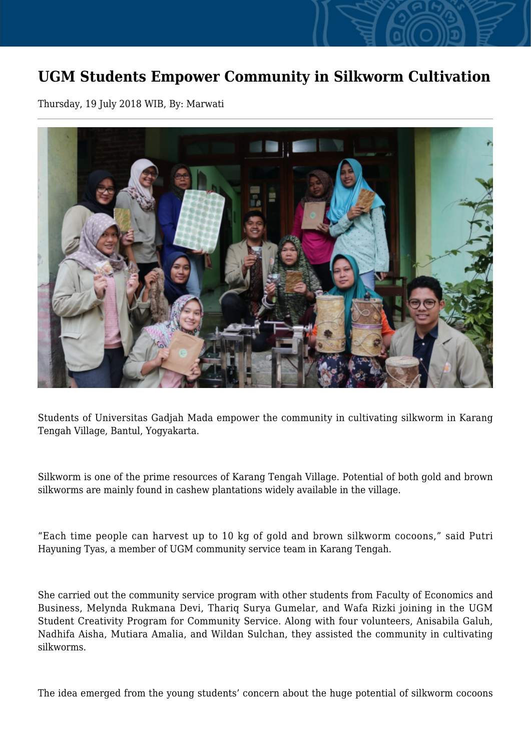# UGM Students Empower Community in Silkworm Cultivation

Thursday, 19 July 2018 WIB, By: Marwati

Students of Universitas Gadjah Mada empower the community in cultivating silkworm in Karang Tengah Village, Bantul, Yogyakarta.

Silkworm is one of the prime resources of Karang Tengah Village. Potential of both gold and brown silkworms are mainly found in cashew plantations widely available in the village.

"Each time people can harvest up to 10 kg of gold and brown silkworm cocoons," said Putri Hayuning Tyas, a member of UGM community service team in Karang Tengah.

She carried out the community service program with other students from Faculty of Economics and Business, Melynda Rukmana Devi, Thariq Surya Gumelar, and Wafa Rizki joining in the UGM Student Creativity Program for Community Service. Along with four volunteers, Anisabila Galuh, Nadhifa Aisha, Mutiara Amalia, and Wildan Sulchan, they assisted the community in cultivating silkworms.

The idea emerged from the young students' concern about the huge potential of silkworm cocoons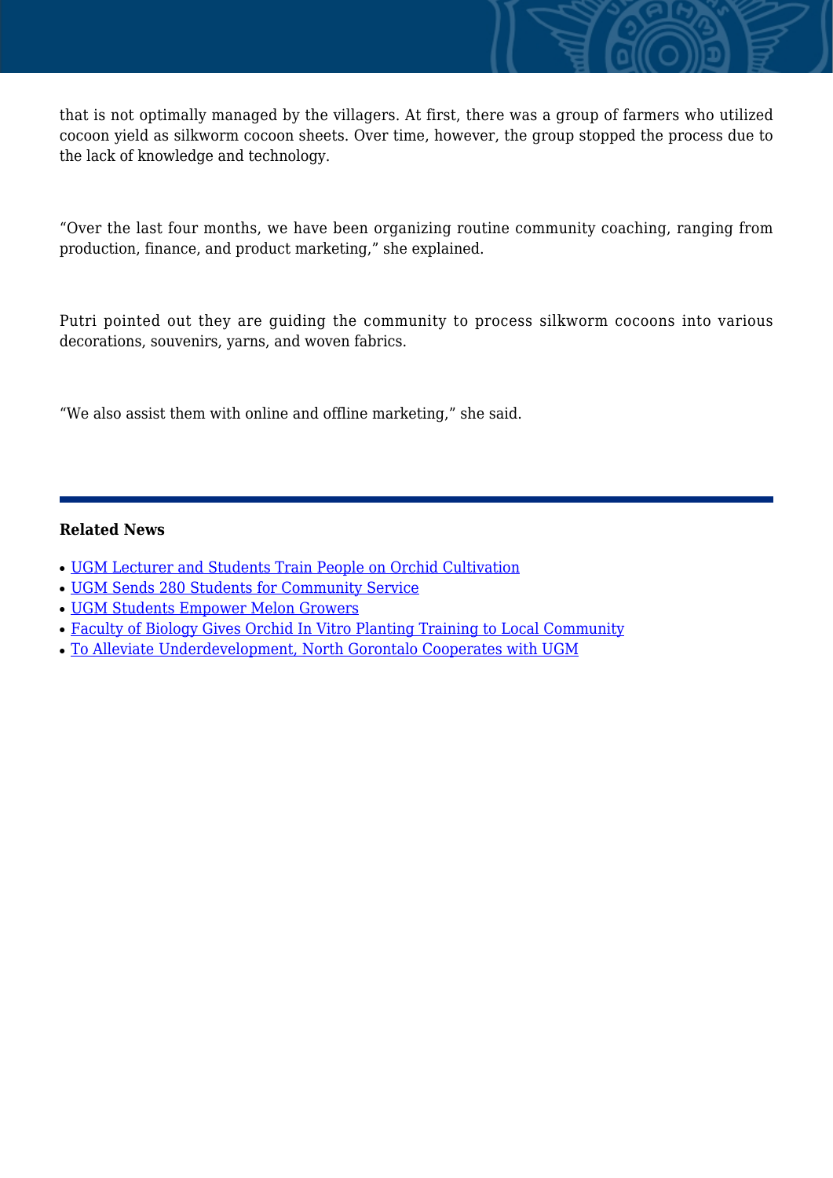that is not optimally managed by the villagers. At first, there was a group of farmers who utilized cocoon yield as silkworm cocoon sheets. Over time, however, the group stopped the process due to the lack of knowledge and technology.

“Over the last four months, we have been organizing routine community coaching, ranging from production, finance, and product marketing,” she explained.

Putri pointed out they are guiding the community to process silkworm cocoons into various decorations, souvenirs, yarns, and woven fabrics.

“We also assist them with online and offline marketing,” she said.

---

**Related News**

- UGM Lecturer and Students Train People on Orchid Cultivation
- UGM Sends 280 Students for Community Service
- UGM Students Empower Melon Growers
- Faculty of Biology Gives Orchid In Vitro Planting Training to Local Community
- To Alleviate Underdevelopment, North Gorontalo Cooperates with UGM